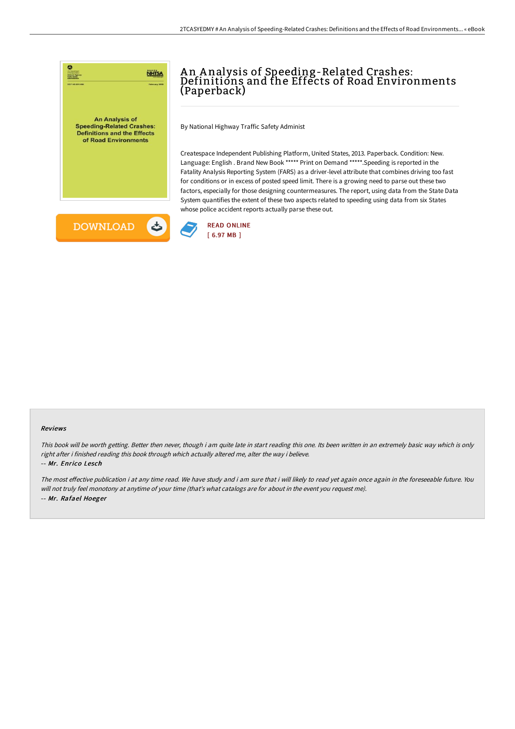# An Analysis of Speeding-Related Crashes: Definitions and the Effects of Road Environments (Paperback)

By National Highway Traffic Safety Administ

Createspace Independent Publishing Platform, United States, 2013. Paperback. Condition: New. Language: English . Brand New Book ***** Print on Demand *****.Speeding is reported in the Fatality Analysis Reporting System (FARS) as a driver-level attribute that combines driving too fast for conditions or in excess of posted speed limit. There is a growing need to parse out these two factors, especially for those designing countermeasures. The report, using data from the State Data System quantifies the extent of these two aspects related to speeding using data from six States whose police accident reports actually parse these out.

DOWNLOAD

READ ONLINE
[ 6.97 MB ]

### Reviews

*This book will be worth getting. Better then never, though i am quite late in start reading this one. Its been written in an extremely basic way which is only right after i finished reading this book through which actually altered me, alter the way i believe.*

*-- Mr. Enrico Lesch*

*The most effective publication i at any time read. We have study and i am sure that i will likely to read yet again once again in the foreseeable future. You will not truly feel monotony at anytime of your time (that's what catalogs are for about in the event you request me).*

*-- Mr. Rafael Hoeger*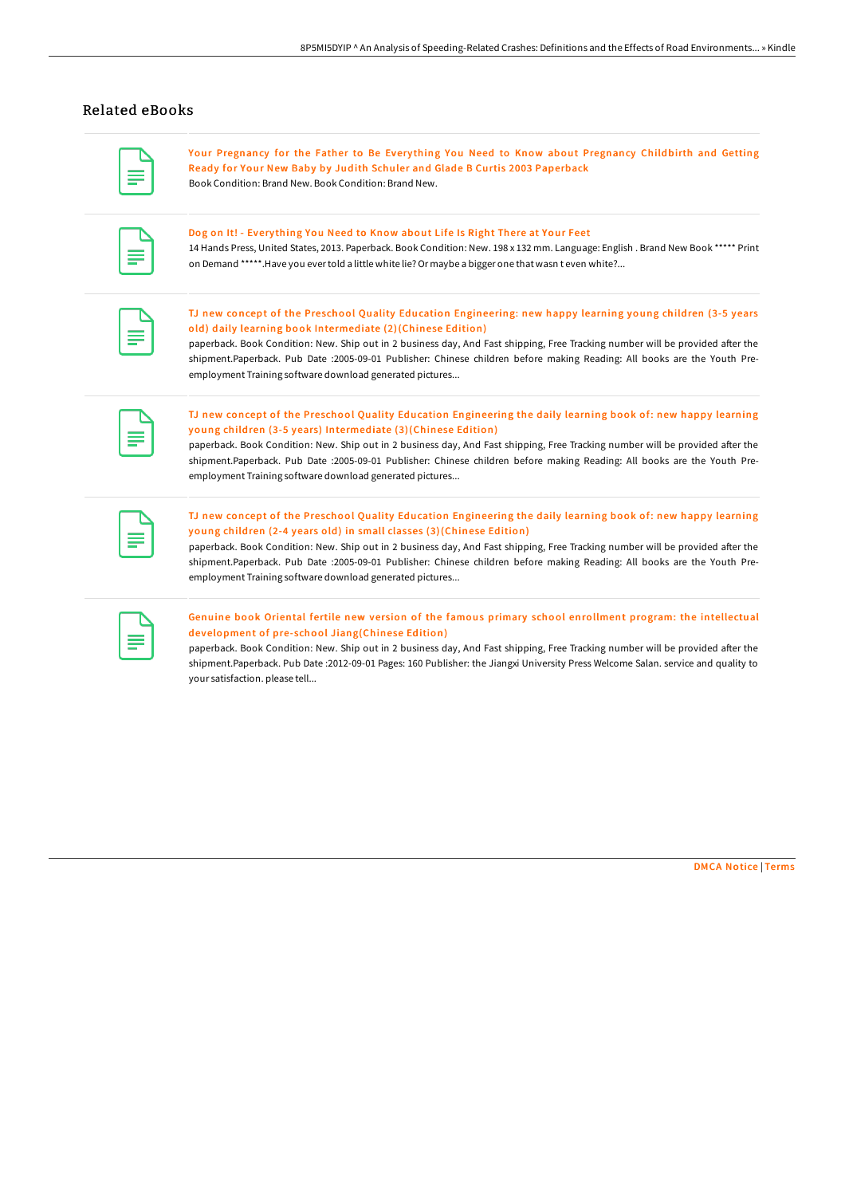## Related eBooks

**Your Pregnancy for the Father to Be Everything You Need to Know about Pregnancy Childbirth and Getting Ready for Your New Baby by Judith Schuler and Glade B Curtis 2003 Paperback**

Book Condition: Brand New. Book Condition: Brand New.

**Dog on It! - Everything You Need to Know about Life Is Right There at Your Feet**

14 Hands Press, United States, 2013. Paperback. Book Condition: New. 198 x 132 mm. Language: English . Brand New Book ***** Print on Demand *****.Have you ever told a little white lie? Or maybe a bigger one that wasn t even white?...

**TJ new concept of the Preschool Quality Education Engineering: new happy learning young children (3-5 years old) daily learning book Intermediate (2)(Chinese Edition)**

paperback. Book Condition: New. Ship out in 2 business day, And Fast shipping, Free Tracking number will be provided after the shipment.Paperback. Pub Date :2005-09-01 Publisher: Chinese children before making Reading: All books are the Youth Pre-employment Training software download generated pictures...

**TJ new concept of the Preschool Quality Education Engineering the daily learning book of: new happy learning young children (3-5 years) Intermediate (3)(Chinese Edition)**

paperback. Book Condition: New. Ship out in 2 business day, And Fast shipping, Free Tracking number will be provided after the shipment.Paperback. Pub Date :2005-09-01 Publisher: Chinese children before making Reading: All books are the Youth Pre-employment Training software download generated pictures...

**TJ new concept of the Preschool Quality Education Engineering the daily learning book of: new happy learning young children (2-4 years old) in small classes (3)(Chinese Edition)**

paperback. Book Condition: New. Ship out in 2 business day, And Fast shipping, Free Tracking number will be provided after the shipment.Paperback. Pub Date :2005-09-01 Publisher: Chinese children before making Reading: All books are the Youth Pre-employment Training software download generated pictures...

**Genuine book Oriental fertile new version of the famous primary school enrollment program: the intellectual development of pre-school Jiang(Chinese Edition)**

paperback. Book Condition: New. Ship out in 2 business day, And Fast shipping, Free Tracking number will be provided after the shipment.Paperback. Pub Date :2012-09-01 Pages: 160 Publisher: the Jiangxi University Press Welcome Salan. service and quality to your satisfaction. please tell...

DMCA Notice | Terms